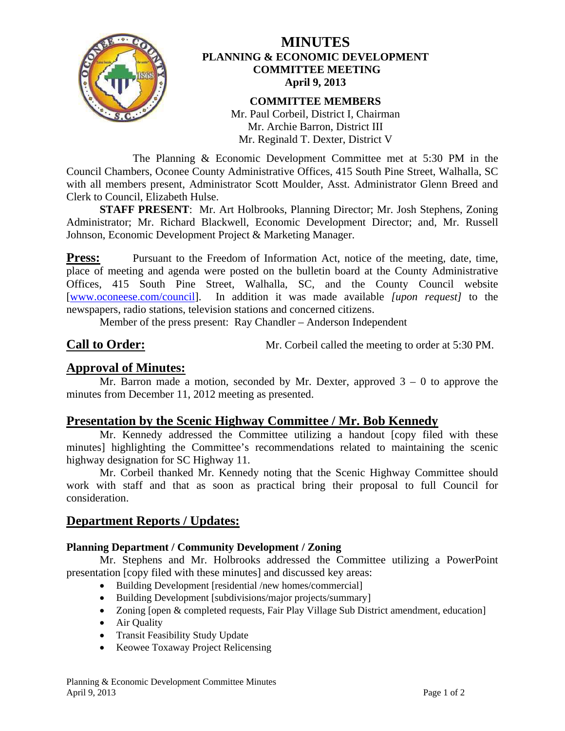# MINUTES
## PLANNING & ECONOMIC DEVELOPMENT COMMITTEE MEETING
### April 9, 2013

**COMMITTEE MEMBERS**
Mr. Paul Corbeil, District I, Chairman
Mr. Archie Barron, District III
Mr. Reginald T. Dexter, District V

The Planning & Economic Development Committee met at 5:30 PM in the Council Chambers, Oconee County Administrative Offices, 415 South Pine Street, Walhalla, SC with all members present, Administrator Scott Moulder, Asst. Administrator Glenn Breed and Clerk to Council, Elizabeth Hulse.

**STAFF PRESENT**: Mr. Art Holbrooks, Planning Director; Mr. Josh Stephens, Zoning Administrator; Mr. Richard Blackwell, Economic Development Director; and, Mr. Russell Johnson, Economic Development Project & Marketing Manager.

**Press:** Pursuant to the Freedom of Information Act, notice of the meeting, date, time, place of meeting and agenda were posted on the bulletin board at the County Administrative Offices, 415 South Pine Street, Walhalla, SC, and the County Council website [www.oconeese.com/council]. In addition it was made available *[upon request]* to the newspapers, radio stations, television stations and concerned citizens.

Member of the press present: Ray Chandler – Anderson Independent

**Call to Order:** Mr. Corbeil called the meeting to order at 5:30 PM.

## Approval of Minutes:

Mr. Barron made a motion, seconded by Mr. Dexter, approved 3 – 0 to approve the minutes from December 11, 2012 meeting as presented.

## Presentation by the Scenic Highway Committee / Mr. Bob Kennedy

Mr. Kennedy addressed the Committee utilizing a handout [copy filed with these minutes] highlighting the Committee's recommendations related to maintaining the scenic highway designation for SC Highway 11.

Mr. Corbeil thanked Mr. Kennedy noting that the Scenic Highway Committee should work with staff and that as soon as practical bring their proposal to full Council for consideration.

## Department Reports / Updates:

**Planning Department / Community Development / Zoning**

Mr. Stephens and Mr. Holbrooks addressed the Committee utilizing a PowerPoint presentation [copy filed with these minutes] and discussed key areas:

- Building Development [residential /new homes/commercial]
- Building Development [subdivisions/major projects/summary]
- Zoning [open & completed requests, Fair Play Village Sub District amendment, education]
- Air Quality
- Transit Feasibility Study Update
- Keowee Toxaway Project Relicensing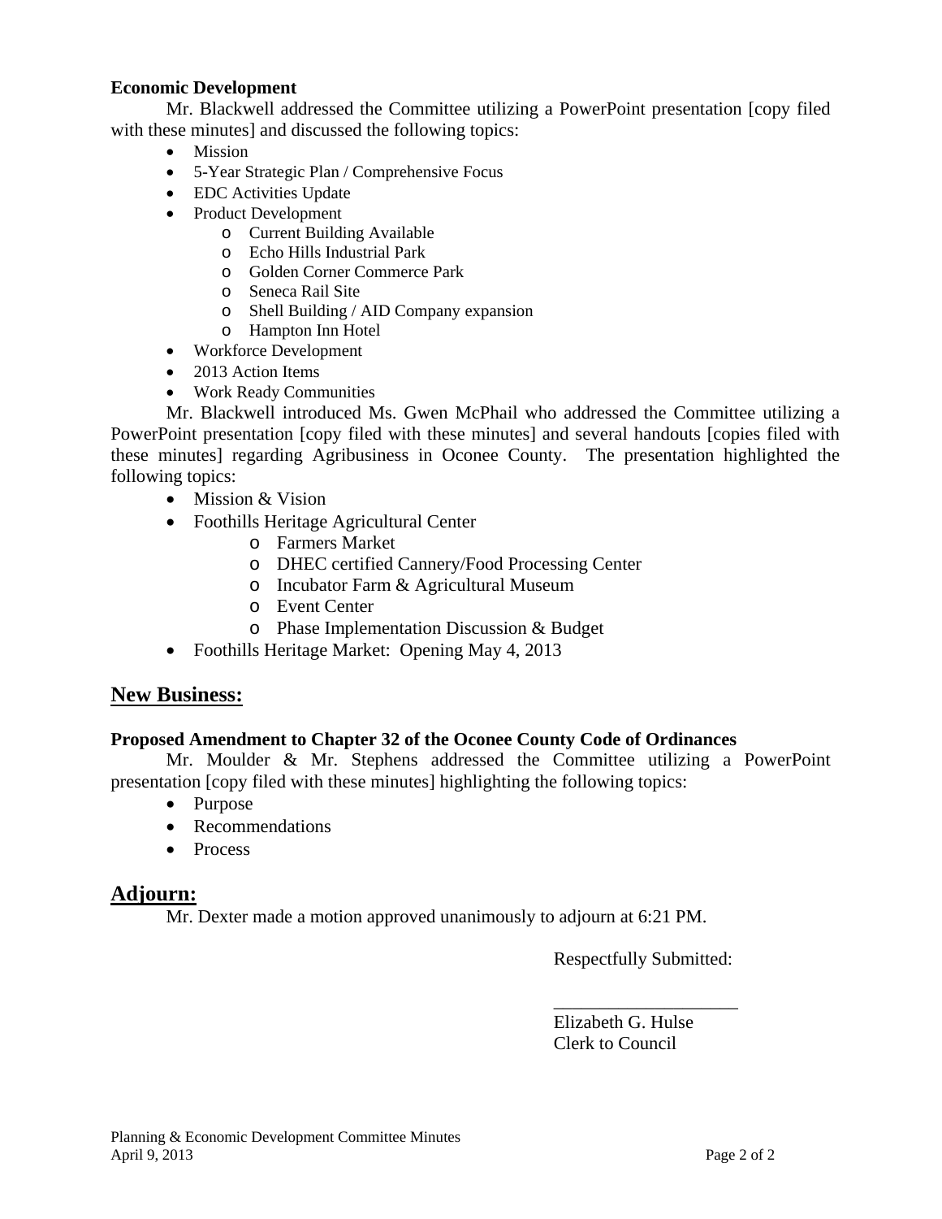**Economic Development**

Mr. Blackwell addressed the Committee utilizing a PowerPoint presentation [copy filed with these minutes] and discussed the following topics:

- Mission
- 5-Year Strategic Plan / Comprehensive Focus
- EDC Activities Update
- Product Development
  - Current Building Available
  - Echo Hills Industrial Park
  - Golden Corner Commerce Park
  - Seneca Rail Site
  - Shell Building / AID Company expansion
  - Hampton Inn Hotel
- Workforce Development
- 2013 Action Items
- Work Ready Communities

Mr. Blackwell introduced Ms. Gwen McPhail who addressed the Committee utilizing a PowerPoint presentation [copy filed with these minutes] and several handouts [copies filed with these minutes] regarding Agribusiness in Oconee County. The presentation highlighted the following topics:

- Mission & Vision
- Foothills Heritage Agricultural Center
  - Farmers Market
  - DHEC certified Cannery/Food Processing Center
  - Incubator Farm & Agricultural Museum
  - Event Center
  - Phase Implementation Discussion & Budget
- Foothills Heritage Market: Opening May 4, 2013

## New Business:

**Proposed Amendment to Chapter 32 of the Oconee County Code of Ordinances**

Mr. Moulder & Mr. Stephens addressed the Committee utilizing a PowerPoint presentation [copy filed with these minutes] highlighting the following topics:

- Purpose
- Recommendations
- Process

## Adjourn:

Mr. Dexter made a motion approved unanimously to adjourn at 6:21 PM.

Respectfully Submitted:

\_\_\_\_\_\_\_\_\_\_\_\_\_\_\_\_\_\_\_\_

Elizabeth G. Hulse
Clerk to Council